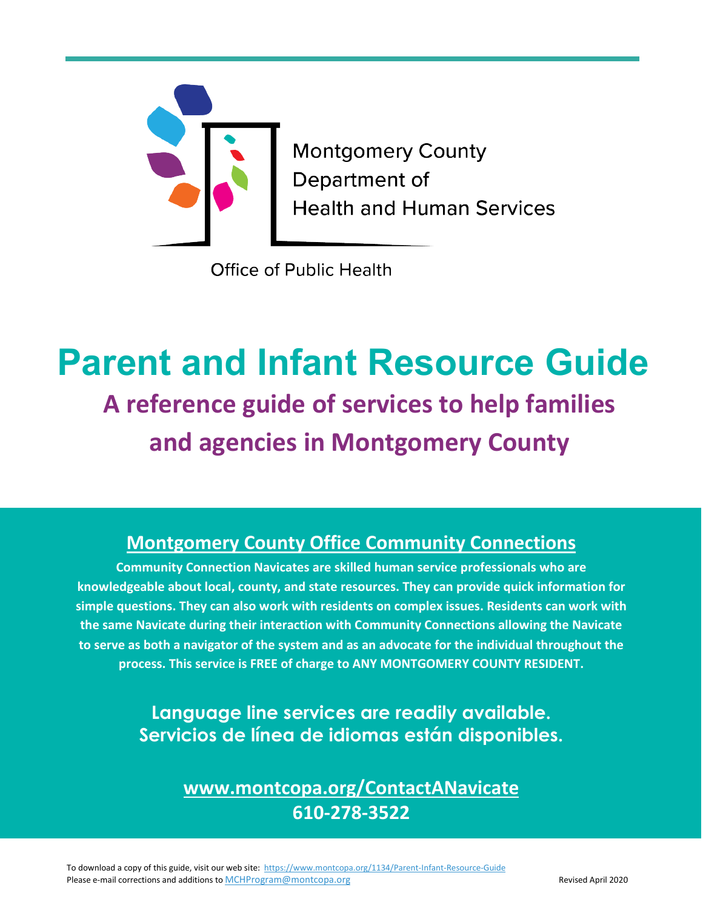Montgomery County
Department of
Health and Human Services

Office of Public Health

# Parent and Infant Resource Guide

## A reference guide of services to help families and agencies in Montgomery County

### Montgomery County Office Community Connections

**Community Connection Navicates are skilled human service professionals who are knowledgeable about local, county, and state resources. They can provide quick information for simple questions. They can also work with residents on complex issues. Residents can work with the same Navicate during their interaction with Community Connections allowing the Navicate to serve as both a navigator of the system and as an advocate for the individual throughout the process. This service is FREE of charge to ANY MONTGOMERY COUNTY RESIDENT.**

**Language line services are readily available.**
**Servicios de línea de idiomas están disponibles.**

**www.montcopa.org/ContactANavicate**
**610-278-3522**

To download a copy of this guide, visit our web site: https://www.montcopa.org/1134/Parent-Infant-Resource-Guide
Please e-mail corrections and additions to MCHProgram@montcopa.org

Revised April 2020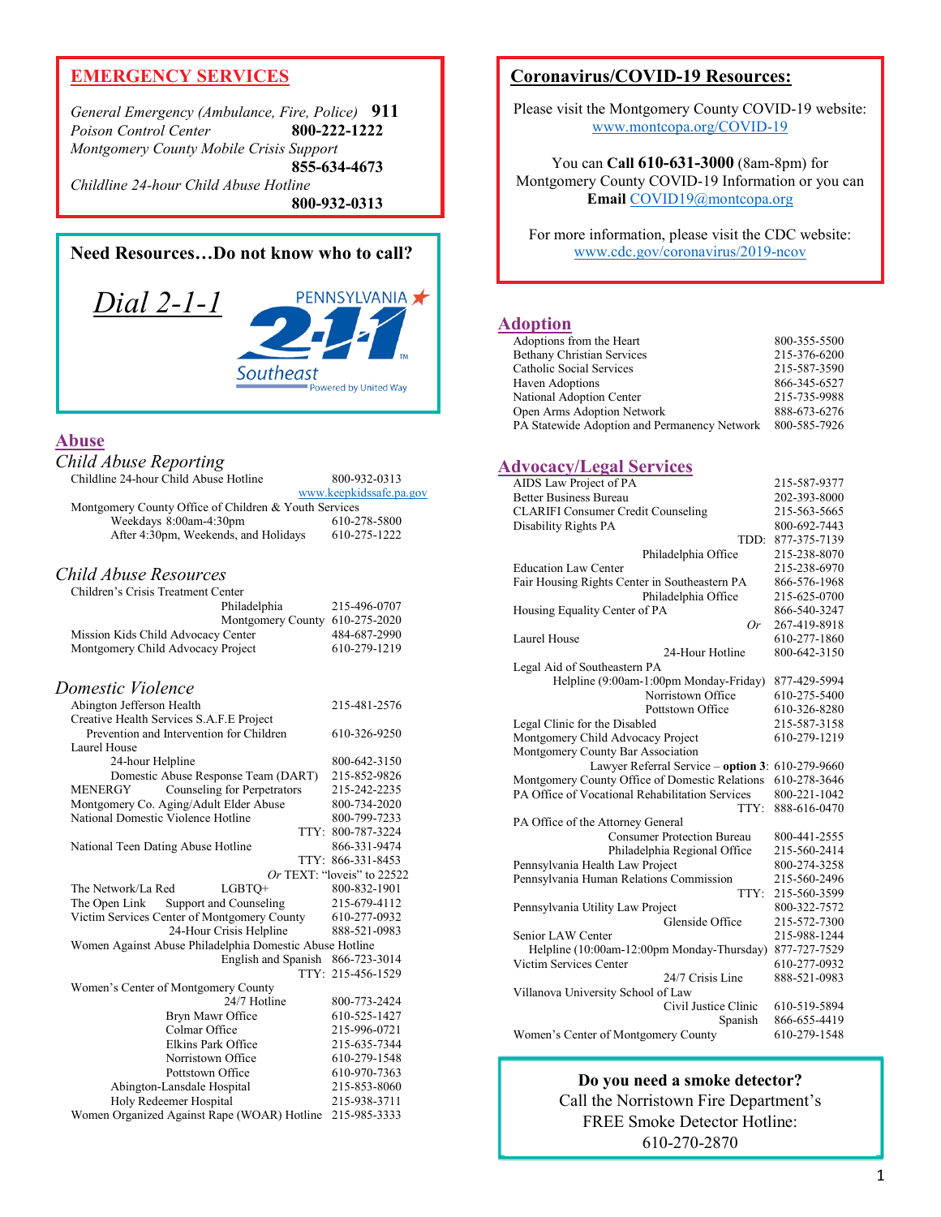## EMERGENCY SERVICES

| | |
|---|---|
| *General Emergency (Ambulance, Fire, Police)* | **911** |
| *Poison Control Center* | **800-222-1222** |
| *Montgomery County Mobile Crisis Support* | **855-634-4673** |
| *Childline 24-hour Child Abuse Hotline* | **800-932-0313** |

**Need Resources…Do not know who to call?**

*Dial 2-1-1*

PENNSYLVANIA 2-1-1 Southeast Powered by United Way

## Abuse

### *Child Abuse Reporting*

| | |
|---|---|
| Childline 24-hour Child Abuse Hotline | 800-932-0313 |
| | www.keepkidssafe.pa.gov |
| Montgomery County Office of Children & Youth Services | |
| Weekdays 8:00am-4:30pm | 610-278-5800 |
| After 4:30pm, Weekends, and Holidays | 610-275-1222 |

### *Child Abuse Resources*

| | |
|---|---|
| Children's Crisis Treatment Center | |
| Philadelphia | 215-496-0707 |
| Montgomery County | 610-275-2020 |
| Mission Kids Child Advocacy Center | 484-687-2990 |
| Montgomery Child Advocacy Project | 610-279-1219 |

### *Domestic Violence*

| | |
|---|---|
| Abington Jefferson Health | 215-481-2576 |
| Creative Health Services S.A.F.E Project | |
| Prevention and Intervention for Children | 610-326-9250 |
| Laurel House | |
| 24-hour Helpline | 800-642-3150 |
| Domestic Abuse Response Team (DART) | 215-852-9826 |
| MENERGY Counseling for Perpetrators | 215-242-2235 |
| Montgomery Co. Aging/Adult Elder Abuse | 800-734-2020 |
| National Domestic Violence Hotline | 800-799-7233 |
| TTY: | 800-787-3224 |
| National Teen Dating Abuse Hotline | 866-331-9474 |
| TTY: | 866-331-8453 |
| *Or* TEXT: "loveis" to 22522 | |
| The Network/La Red LGBTQ+ | 800-832-1901 |
| The Open Link Support and Counseling | 215-679-4112 |
| Victim Services Center of Montgomery County | 610-277-0932 |
| 24-Hour Crisis Helpline | 888-521-0983 |
| Women Against Abuse Philadelphia Domestic Abuse Hotline | |
| English and Spanish | 866-723-3014 |
| TTY: | 215-456-1529 |
| Women's Center of Montgomery County | |
| 24/7 Hotline | 800-773-2424 |
| Bryn Mawr Office | 610-525-1427 |
| Colmar Office | 215-996-0721 |
| Elkins Park Office | 215-635-7344 |
| Norristown Office | 610-279-1548 |
| Pottstown Office | 610-970-7363 |
| Abington-Lansdale Hospital | 215-853-8060 |
| Holy Redeemer Hospital | 215-938-3711 |
| Women Organized Against Rape (WOAR) Hotline | 215-985-3333 |

## Coronavirus/COVID-19 Resources:

Please visit the Montgomery County COVID-19 website: www.montcopa.org/COVID-19

You can **Call 610-631-3000** (8am-8pm) for Montgomery County COVID-19 Information or you can **Email** COVID19@montcopa.org

For more information, please visit the CDC website: www.cdc.gov/coronavirus/2019-ncov

## Adoption

| | |
|---|---|
| Adoptions from the Heart | 800-355-5500 |
| Bethany Christian Services | 215-376-6200 |
| Catholic Social Services | 215-587-3590 |
| Haven Adoptions | 866-345-6527 |
| National Adoption Center | 215-735-9988 |
| Open Arms Adoption Network | 888-673-6276 |
| PA Statewide Adoption and Permanency Network | 800-585-7926 |

## Advocacy/Legal Services

| | |
|---|---|
| AIDS Law Project of PA | 215-587-9377 |
| Better Business Bureau | 202-393-8000 |
| CLARIFI Consumer Credit Counseling | 215-563-5665 |
| Disability Rights PA | 800-692-7443 |
| TDD: | 877-375-7139 |
| Philadelphia Office | 215-238-8070 |
| Education Law Center | 215-238-6970 |
| Fair Housing Rights Center in Southeastern PA | 866-576-1968 |
| Philadelphia Office | 215-625-0700 |
| Housing Equality Center of PA | 866-540-3247 |
| *Or* | 267-419-8918 |
| Laurel House | 610-277-1860 |
| 24-Hour Hotline | 800-642-3150 |
| Legal Aid of Southeastern PA | |
| Helpline (9:00am-1:00pm Monday-Friday) | 877-429-5994 |
| Norristown Office | 610-275-5400 |
| Pottstown Office | 610-326-8280 |
| Legal Clinic for the Disabled | 215-587-3158 |
| Montgomery Child Advocacy Project | 610-279-1219 |
| Montgomery County Bar Association | |
| Lawyer Referral Service – **option 3**: | 610-279-9660 |
| Montgomery County Office of Domestic Relations | 610-278-3646 |
| PA Office of Vocational Rehabilitation Services | 800-221-1042 |
| TTY: | 888-616-0470 |
| PA Office of the Attorney General | |
| Consumer Protection Bureau | 800-441-2555 |
| Philadelphia Regional Office | 215-560-2414 |
| Pennsylvania Health Law Project | 800-274-3258 |
| Pennsylvania Human Relations Commission | 215-560-2496 |
| TTY: | 215-560-3599 |
| Pennsylvania Utility Law Project | 800-322-7572 |
| Glenside Office | 215-572-7300 |
| Senior LAW Center | 215-988-1244 |
| Helpline (10:00am-12:00pm Monday-Thursday) | 877-727-7529 |
| Victim Services Center | 610-277-0932 |
| 24/7 Crisis Line | 888-521-0983 |
| Villanova University School of Law | |
| Civil Justice Clinic | 610-519-5894 |
| Spanish | 866-655-4419 |
| Women's Center of Montgomery County | 610-279-1548 |

**Do you need a smoke detector?**
Call the Norristown Fire Department's FREE Smoke Detector Hotline:
610-270-2870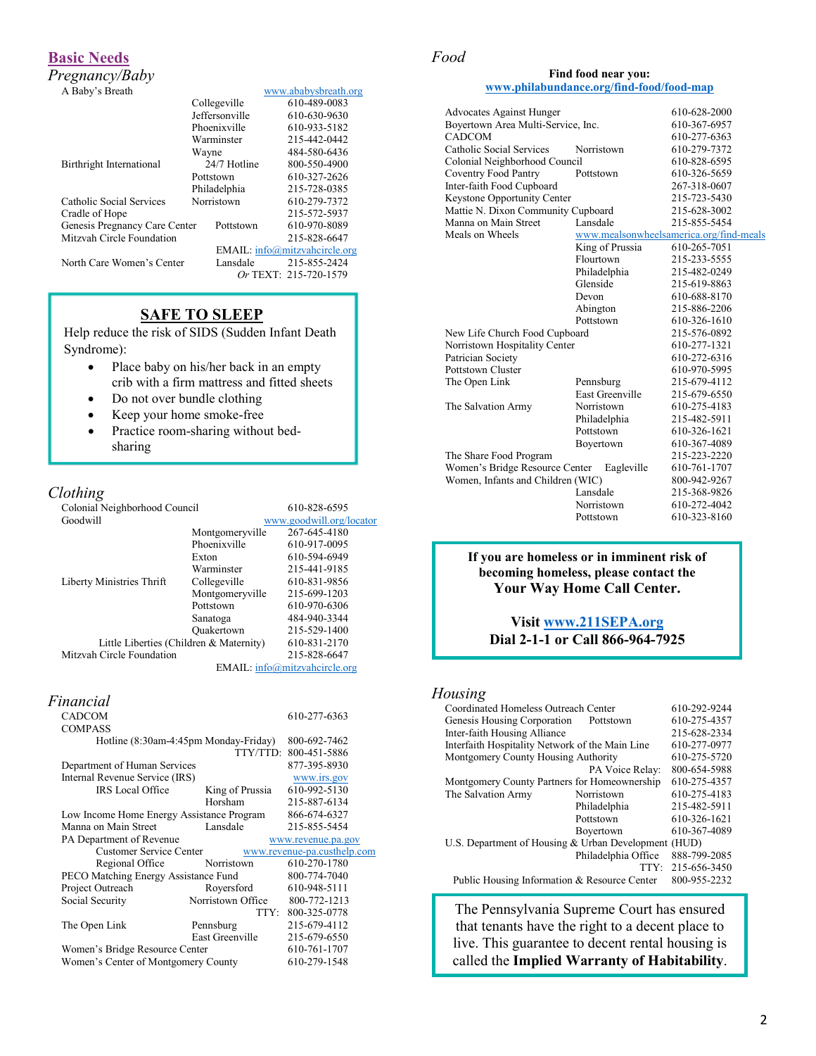## Basic Needs

### *Pregnancy/Baby*

| Organization | Location | Contact |
|---|---|---|
| A Baby's Breath | | www.ababysbreath.org |
| | Collegeville | 610-489-0083 |
| | Jeffersonville | 610-630-9630 |
| | Phoenixville | 610-933-5182 |
| | Warminster | 215-442-0442 |
| | Wayne | 484-580-6436 |
| Birthright International | 24/7 Hotline | 800-550-4900 |
| | Pottstown | 610-327-2626 |
| | Philadelphia | 215-728-0385 |
| Catholic Social Services | Norristown | 610-279-7372 |
| Cradle of Hope | | 215-572-5937 |
| Genesis Pregnancy Care Center | Pottstown | 610-970-8089 |
| Mitzvah Circle Foundation | | 215-828-6647 |
| | | EMAIL: info@mitzvahcircle.org |
| North Care Women's Center | Lansdale | 215-855-2424 |
| | | *Or* TEXT: 215-720-1579 |

**SAFE TO SLEEP**

Help reduce the risk of SIDS (Sudden Infant Death Syndrome):

- Place baby on his/her back in an empty crib with a firm mattress and fitted sheets
- Do not over bundle clothing
- Keep your home smoke-free
- Practice room-sharing without bed-sharing

### *Clothing*

| Organization | Location | Contact |
|---|---|---|
| Colonial Neighborhood Council | | 610-828-6595 |
| Goodwill | | www.goodwill.org/locator |
| | Montgomeryville | 267-645-4180 |
| | Phoenixville | 610-917-0095 |
| | Exton | 610-594-6949 |
| | Warminster | 215-441-9185 |
| Liberty Ministries Thrift | Collegeville | 610-831-9856 |
| | Montgomeryville | 215-699-1203 |
| | Pottstown | 610-970-6306 |
| | Sanatoga | 484-940-3344 |
| | Quakertown | 215-529-1400 |
| Little Liberties (Children & Maternity) | | 610-831-2170 |
| Mitzvah Circle Foundation | | 215-828-6647 |
| | | EMAIL: info@mitzvahcircle.org |

### *Financial*

| Organization | Location | Contact |
|---|---|---|
| CADCOM | | 610-277-6363 |
| COMPASS | | |
| Hotline (8:30am-4:45pm Monday-Friday) | | 800-692-7462 |
| | TTY/TDD: | 800-451-5886 |
| Department of Human Services | | 877-395-8930 |
| Internal Revenue Service (IRS) | | www.irs.gov |
| IRS Local Office | King of Prussia | 610-992-5130 |
| | Horsham | 215-887-6134 |
| Low Income Home Energy Assistance Program | | 866-674-6327 |
| Manna on Main Street | Lansdale | 215-855-5454 |
| PA Department of Revenue | | www.revenue.pa.gov |
| Customer Service Center | | www.revenue-pa.custhelp.com |
| Regional Office | Norristown | 610-270-1780 |
| PECO Matching Energy Assistance Fund | | 800-774-7040 |
| Project Outreach | Royersford | 610-948-5111 |
| Social Security | Norristown Office | 800-772-1213 |
| | TTY: | 800-325-0778 |
| The Open Link | Pennsburg | 215-679-4112 |
| | East Greenville | 215-679-6550 |
| Women's Bridge Resource Center | | 610-761-1707 |
| Women's Center of Montgomery County | | 610-279-1548 |

### *Food*

**Find food near you:**
**www.philabundance.org/find-food/food-map**

| Organization | Location | Contact |
|---|---|---|
| Advocates Against Hunger | | 610-628-2000 |
| Boyertown Area Multi-Service, Inc. | | 610-367-6957 |
| CADCOM | | 610-277-6363 |
| Catholic Social Services | Norristown | 610-279-7372 |
| Colonial Neighborhood Council | | 610-828-6595 |
| Coventry Food Pantry | Pottstown | 610-326-5659 |
| Inter-faith Food Cupboard | | 267-318-0607 |
| Keystone Opportunity Center | | 215-723-5430 |
| Mattie N. Dixon Community Cupboard | | 215-628-3002 |
| Manna on Main Street | Lansdale | 215-855-5454 |
| Meals on Wheels | | www.mealsonwheelsamerica.org/find-meals |
| | King of Prussia | 610-265-7051 |
| | Flourtown | 215-233-5555 |
| | Philadelphia | 215-482-0249 |
| | Glenside | 215-619-8863 |
| | Devon | 610-688-8170 |
| | Abington | 215-886-2206 |
| | Pottstown | 610-326-1610 |
| New Life Church Food Cupboard | | 215-576-0892 |
| Norristown Hospitality Center | | 610-277-1321 |
| Patrician Society | | 610-272-6316 |
| Pottstown Cluster | | 610-970-5995 |
| The Open Link | Pennsburg | 215-679-4112 |
| | East Greenville | 215-679-6550 |
| The Salvation Army | Norristown | 610-275-4183 |
| | Philadelphia | 215-482-5911 |
| | Pottstown | 610-326-1621 |
| | Boyertown | 610-367-4089 |
| The Share Food Program | | 215-223-2220 |
| Women's Bridge Resource Center | Eagleville | 610-761-1707 |
| Women, Infants and Children (WIC) | | 800-942-9267 |
| | Lansdale | 215-368-9826 |
| | Norristown | 610-272-4042 |
| | Pottstown | 610-323-8160 |

**If you are homeless or in imminent risk of becoming homeless, please contact the Your Way Home Call Center.**

**Visit www.211SEPA.org**
**Dial 2-1-1 or Call 866-964-7925**

### *Housing*

| Organization | Location | Contact |
|---|---|---|
| Coordinated Homeless Outreach Center | | 610-292-9244 |
| Genesis Housing Corporation | Pottstown | 610-275-4357 |
| Inter-faith Housing Alliance | | 215-628-2334 |
| Interfaith Hospitality Network of the Main Line | | 610-277-0977 |
| Montgomery County Housing Authority | | 610-275-5720 |
| | PA Voice Relay: | 800-654-5988 |
| Montgomery County Partners for Homeownership | | 610-275-4357 |
| The Salvation Army | Norristown | 610-275-4183 |
| | Philadelphia | 215-482-5911 |
| | Pottstown | 610-326-1621 |
| | Boyertown | 610-367-4089 |
| U.S. Department of Housing & Urban Development (HUD) | | |
| | Philadelphia Office | 888-799-2085 |
| | TTY: | 215-656-3450 |
| Public Housing Information & Resource Center | | 800-955-2232 |

The Pennsylvania Supreme Court has ensured that tenants have the right to a decent place to live. This guarantee to decent rental housing is called the **Implied Warranty of Habitability**.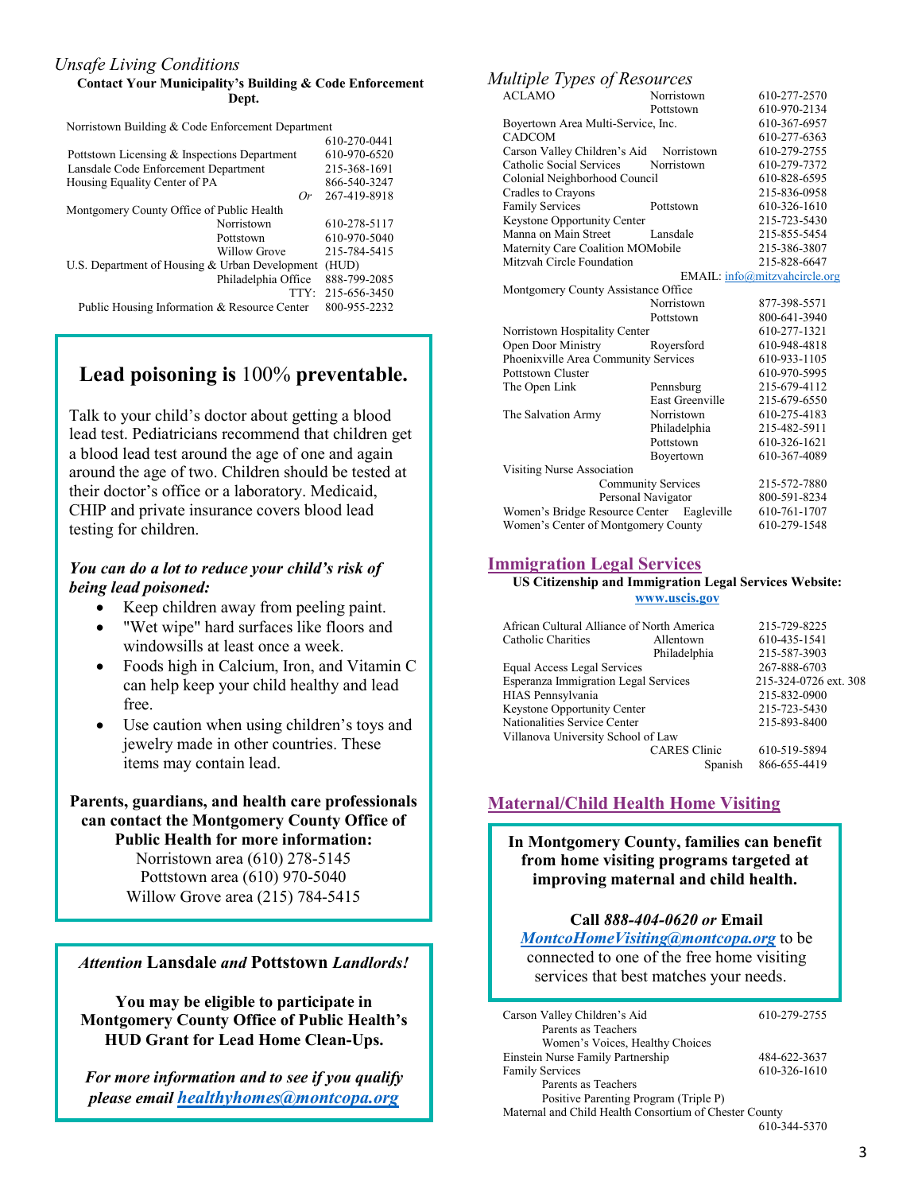## *Unsafe Living Conditions*

**Contact Your Municipality's Building & Code Enforcement Dept.**

| | | |
|---|---|---|
| Norristown Building & Code Enforcement Department | | 610-270-0441 |
| Pottstown Licensing & Inspections Department | | 610-970-6520 |
| Lansdale Code Enforcement Department | | 215-368-1691 |
| Housing Equality Center of PA | | 866-540-3247 |
| | *Or* | 267-419-8918 |
| Montgomery County Office of Public Health | Norristown | 610-278-5117 |
| | Pottstown | 610-970-5040 |
| | Willow Grove | 215-784-5415 |
| U.S. Department of Housing & Urban Development (HUD) | Philadelphia Office | 888-799-2085 |
| | TTY: | 215-656-3450 |
| Public Housing Information & Resource Center | | 800-955-2232 |

### **Lead poisoning is** 100% **preventable.**

Talk to your child's doctor about getting a blood lead test. Pediatricians recommend that children get a blood lead test around the age of one and again around the age of two. Children should be tested at their doctor's office or a laboratory. Medicaid, CHIP and private insurance covers blood lead testing for children.

***You can do a lot to reduce your child's risk of being lead poisoned:***

- Keep children away from peeling paint.
- "Wet wipe" hard surfaces like floors and windowsills at least once a week.
- Foods high in Calcium, Iron, and Vitamin C can help keep your child healthy and lead free.
- Use caution when using children's toys and jewelry made in other countries. These items may contain lead.

**Parents, guardians, and health care professionals can contact the Montgomery County Office of Public Health for more information:**
Norristown area (610) 278-5145
Pottstown area (610) 970-5040
Willow Grove area (215) 784-5415

*Attention* **Lansdale** *and* **Pottstown** *Landlords!*

**You may be eligible to participate in Montgomery County Office of Public Health's HUD Grant for Lead Home Clean-Ups.**

***For more information and to see if you qualify please email [healthyhomes@montcopa.org](mailto:healthyhomes@montcopa.org)***

## *Multiple Types of Resources*

| | | |
|---|---|---|
| ACLAMO | Norristown | 610-277-2570 |
| | Pottstown | 610-970-2134 |
| Boyertown Area Multi-Service, Inc. | | 610-367-6957 |
| CADCOM | | 610-277-6363 |
| Carson Valley Children's Aid | Norristown | 610-279-2755 |
| Catholic Social Services | Norristown | 610-279-7372 |
| Colonial Neighborhood Council | | 610-828-6595 |
| Cradles to Crayons | | 215-836-0958 |
| Family Services | Pottstown | 610-326-1610 |
| Keystone Opportunity Center | | 215-723-5430 |
| Manna on Main Street | Lansdale | 215-855-5454 |
| Maternity Care Coalition MOMobile | | 215-386-3807 |
| Mitzvah Circle Foundation | | 215-828-6647 |
| | EMAIL: info@mitzvahcircle.org | |
| Montgomery County Assistance Office | Norristown | 877-398-5571 |
| | Pottstown | 800-641-3940 |
| Norristown Hospitality Center | | 610-277-1321 |
| Open Door Ministry | Roversford | 610-948-4818 |
| Phoenixville Area Community Services | | 610-933-1105 |
| Pottstown Cluster | | 610-970-5995 |
| The Open Link | Pennsburg | 215-679-4112 |
| | East Greenville | 215-679-6550 |
| The Salvation Army | Norristown | 610-275-4183 |
| | Philadelphia | 215-482-5911 |
| | Pottstown | 610-326-1621 |
| | Boyertown | 610-367-4089 |
| Visiting Nurse Association | Community Services | 215-572-7880 |
| | Personal Navigator | 800-591-8234 |
| Women's Bridge Resource Center | Eagleville | 610-761-1707 |
| Women's Center of Montgomery County | | 610-279-1548 |

## Immigration Legal Services

**US Citizenship and Immigration Legal Services Website: [www.uscis.gov](http://www.uscis.gov)**

| | | |
|---|---|---|
| African Cultural Alliance of North America | | 215-729-8225 |
| Catholic Charities | Allentown | 610-435-1541 |
| | Philadelphia | 215-587-3903 |
| Equal Access Legal Services | | 267-888-6703 |
| Esperanza Immigration Legal Services | | 215-324-0726 ext. 308 |
| HIAS Pennsylvania | | 215-832-0900 |
| Keystone Opportunity Center | | 215-723-5430 |
| Nationalities Service Center | | 215-893-8400 |
| Villanova University School of Law | CARES Clinic | 610-519-5894 |
| | Spanish | 866-655-4419 |

## Maternal/Child Health Home Visiting

**In Montgomery County, families can benefit from home visiting programs targeted at improving maternal and child health.**

**Call *888-404-0620 or* Email *[MontcoHomeVisiting@montcopa.org](mailto:MontcoHomeVisiting@montcopa.org)*** to be connected to one of the free home visiting services that best matches your needs.

| | |
|---|---|
| Carson Valley Children's Aid | 610-279-2755 |
| Parents as Teachers | |
| Women's Voices, Healthy Choices | |
| Einstein Nurse Family Partnership | 484-622-3637 |
| Family Services | 610-326-1610 |
| Parents as Teachers | |
| Positive Parenting Program (Triple P) | |
| Maternal and Child Health Consortium of Chester County | 610-344-5370 |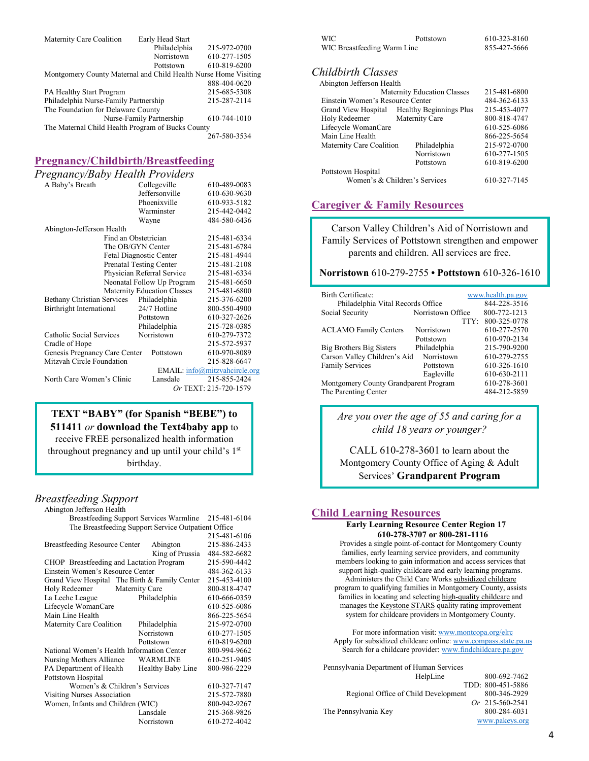| | | |
|---|---|---|
| Maternity Care Coalition | Early Head Start | |
| | Philadelphia | 215-972-0700 |
| | Norristown | 610-277-1505 |
| | Pottstown | 610-819-6200 |
| Montgomery County Maternal and Child Health Nurse Home Visiting | | 888-404-0620 |
| PA Healthy Start Program | | 215-685-5308 |
| Philadelphia Nurse-Family Partnership | | 215-287-2114 |
| The Foundation for Delaware County | Nurse-Family Partnership | 610-744-1010 |
| The Maternal Child Health Program of Bucks County | | 267-580-3534 |

## Pregnancy/Childbirth/Breastfeeding

### *Pregnancy/Baby Health Providers*

| | | |
|---|---|---|
| A Baby's Breath | Collegeville | 610-489-0083 |
| | Jeffersonville | 610-630-9630 |
| | Phoenixville | 610-933-5182 |
| | Warminster | 215-442-0442 |
| | Wayne | 484-580-6436 |
| Abington-Jefferson Health | | |
| | Find an Obstetrician | 215-481-6334 |
| | The OB/GYN Center | 215-481-6784 |
| | Fetal Diagnostic Center | 215-481-4944 |
| | Prenatal Testing Center | 215-481-2108 |
| | Physician Referral Service | 215-481-6334 |
| | Neonatal Follow Up Program | 215-481-6650 |
| | Maternity Education Classes | 215-481-6800 |
| Bethany Christian Services | Philadelphia | 215-376-6200 |
| Birthright International | 24/7 Hotline | 800-550-4900 |
| | Pottstown | 610-327-2626 |
| | Philadelphia | 215-728-0385 |
| Catholic Social Services | Norristown | 610-279-7372 |
| Cradle of Hope | | 215-572-5937 |
| Genesis Pregnancy Care Center | Pottstown | 610-970-8089 |
| Mitzvah Circle Foundation | | 215-828-6647 |
| | EMAIL: info@mitzvahcircle.org | |
| North Care Women's Clinic | Lansdale | 215-855-2424 |
| | | *Or* TEXT: 215-720-1579 |

**TEXT "BABY" (for Spanish "BEBE") to 511411** *or* **download the Text4baby app** to receive FREE personalized health information throughout pregnancy and up until your child's 1st birthday.

### *Breastfeeding Support*

| | | |
|---|---|---|
| Abington Jefferson Health | | |
| | Breastfeeding Support Services Warmline | 215-481-6104 |
| | The Breastfeeding Support Service Outpatient Office | 215-481-6106 |
| Breastfeeding Resource Center | Abington | 215-886-2433 |
| | King of Prussia | 484-582-6682 |
| CHOP Breastfeeding and Lactation Program | | 215-590-4442 |
| Einstein Women's Resource Center | | 484-362-6133 |
| Grand View Hospital | The Birth & Family Center | 215-453-4100 |
| Holy Redeemer | Maternity Care | 800-818-4747 |
| La Leche League | Philadelphia | 610-666-0359 |
| Lifecycle WomanCare | | 610-525-6086 |
| Main Line Health | | 866-225-5654 |
| Maternity Care Coalition | Philadelphia | 215-972-0700 |
| | Norristown | 610-277-1505 |
| | Pottstown | 610-819-6200 |
| National Women's Health Information Center | | 800-994-9662 |
| Nursing Mothers Alliance | WARMLINE | 610-251-9405 |
| PA Department of Health | Healthy Baby Line | 800-986-2229 |
| Pottstown Hospital | Women's & Children's Services | 610-327-7147 |
| Visiting Nurses Association | | 215-572-7880 |
| Women, Infants and Children (WIC) | | 800-942-9267 |
| | Lansdale | 215-368-9826 |
| | Norristown | 610-272-4042 |
| WIC | Pottstown | 610-323-8160 |
| WIC Breastfeeding Warm Line | | 855-427-5666 |

### *Childbirth Classes*

| | | |
|---|---|---|
| Abington Jefferson Health | Maternity Education Classes | 215-481-6800 |
| Einstein Women's Resource Center | | 484-362-6133 |
| Grand View Hospital | Healthy Beginnings Plus | 215-453-4077 |
| Holy Redeemer | Maternity Care | 800-818-4747 |
| Lifecycle WomanCare | | 610-525-6086 |
| Main Line Health | | 866-225-5654 |
| Maternity Care Coalition | Philadelphia | 215-972-0700 |
| | Norristown | 610-277-1505 |
| | Pottstown | 610-819-6200 |
| Pottstown Hospital | Women's & Children's Services | 610-327-7145 |

## Caregiver & Family Resources

Carson Valley Children's Aid of Norristown and Family Services of Pottstown strengthen and empower parents and children. All services are free.

**Norristown** 610-279-2755 • **Pottstown** 610-326-1610

| | | |
|---|---|---|
| Birth Certificate: | | www.health.pa.gov |
| | Philadelphia Vital Records Office | 844-228-3516 |
| Social Security | Norristown Office | 800-772-1213 |
| | TTY: | 800-325-0778 |
| ACLAMO Family Centers | Norristown | 610-277-2570 |
| | Pottstown | 610-970-2134 |
| Big Brothers Big Sisters | Philadelphia | 215-790-9200 |
| Carson Valley Children's Aid | Norristown | 610-279-2755 |
| Family Services | Pottstown | 610-326-1610 |
| | Eagleville | 610-630-2111 |
| Montgomery County Grandparent Program | | 610-278-3601 |
| The Parenting Center | | 484-212-5859 |

*Are you over the age of 55 and caring for a child 18 years or younger?*

CALL 610-278-3601 to learn about the Montgomery County Office of Aging & Adult Services' **Grandparent Program**

## Child Learning Resources

**Early Learning Resource Center Region 17**
**610-278-3707 or 800-281-1116**

Provides a single point-of-contact for Montgomery County families, early learning service providers, and community members looking to gain information and access services that support high-quality childcare and early learning programs. Administers the Child Care Works subsidized childcare program to qualifying families in Montgomery County, assists families in locating and selecting high-quality childcare and manages the Keystone STARS quality rating improvement system for childcare providers in Montgomery County.

For more information visit: www.montcopa.org/elrc
Apply for subsidized childcare online: www.compass.state.pa.us
Search for a childcare provider: www.findchildcare.pa.gov

| | | |
|---|---|---|
| Pennsylvania Department of Human Services | HelpLine | 800-692-7462 |
| | TDD: | 800-451-5886 |
| | Regional Office of Child Development | 800-346-2929 |
| | | *Or* 215-560-2541 |
| The Pennsylvania Key | | 800-284-6031 |
| | | www.pakeys.org |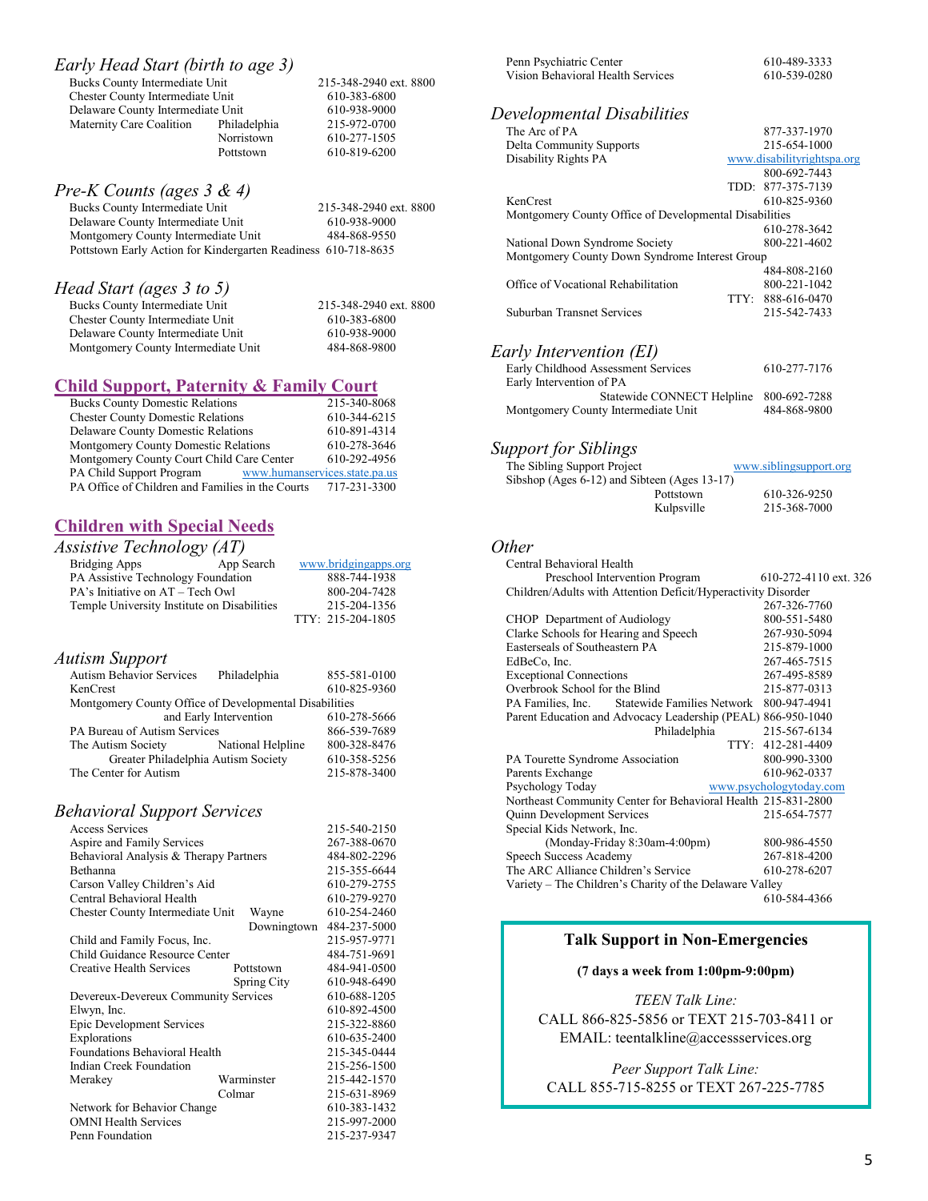### *Early Head Start (birth to age 3)*

| | | |
|---|---|---|
| Bucks County Intermediate Unit | | 215-348-2940 ext. 8800 |
| Chester County Intermediate Unit | | 610-383-6800 |
| Delaware County Intermediate Unit | | 610-938-9000 |
| Maternity Care Coalition | Philadelphia | 215-972-0700 |
| | Norristown | 610-277-1505 |
| | Pottstown | 610-819-6200 |

### *Pre-K Counts (ages 3 & 4)*

| | |
|---|---|
| Bucks County Intermediate Unit | 215-348-2940 ext. 8800 |
| Delaware County Intermediate Unit | 610-938-9000 |
| Montgomery County Intermediate Unit | 484-868-9550 |
| Pottstown Early Action for Kindergarten Readiness | 610-718-8635 |

### *Head Start (ages 3 to 5)*

| | |
|---|---|
| Bucks County Intermediate Unit | 215-348-2940 ext. 8800 |
| Chester County Intermediate Unit | 610-383-6800 |
| Delaware County Intermediate Unit | 610-938-9000 |
| Montgomery County Intermediate Unit | 484-868-9800 |

## Child Support, Paternity & Family Court

| | |
|---|---|
| Bucks County Domestic Relations | 215-340-8068 |
| Chester County Domestic Relations | 610-344-6215 |
| Delaware County Domestic Relations | 610-891-4314 |
| Montgomery County Domestic Relations | 610-278-3646 |
| Montgomery County Court Child Care Center | 610-292-4956 |
| PA Child Support Program | www.humanservices.state.pa.us |
| PA Office of Children and Families in the Courts | 717-231-3300 |

## Children with Special Needs

### *Assistive Technology (AT)*

| | | |
|---|---|---|
| Bridging Apps | App Search | www.bridgingapps.org |
| PA Assistive Technology Foundation | | 888-744-1938 |
| PA's Initiative on AT – Tech Owl | | 800-204-7428 |
| Temple University Institute on Disabilities | | 215-204-1356 |
| | | TTY: 215-204-1805 |

### *Autism Support*

| | | |
|---|---|---|
| Autism Behavior Services | Philadelphia | 855-581-0100 |
| KenCrest | | 610-825-9360 |
| Montgomery County Office of Developmental Disabilities and Early Intervention | | 610-278-5666 |
| PA Bureau of Autism Services | | 866-539-7689 |
| The Autism Society | National Helpline | 800-328-8476 |
| Greater Philadelphia Autism Society | | 610-358-5256 |
| The Center for Autism | | 215-878-3400 |

### *Behavioral Support Services*

| | | |
|---|---|---|
| Access Services | | 215-540-2150 |
| Aspire and Family Services | | 267-388-0670 |
| Behavioral Analysis & Therapy Partners | | 484-802-2296 |
| Bethanna | | 215-355-6644 |
| Carson Valley Children's Aid | | 610-279-2755 |
| Central Behavioral Health | | 610-279-9270 |
| Chester County Intermediate Unit | Wayne | 610-254-2460 |
| | Downingtown | 484-237-5000 |
| Child and Family Focus, Inc. | | 215-957-9771 |
| Child Guidance Resource Center | | 484-751-9691 |
| Creative Health Services | Pottstown | 484-941-0500 |
| | Spring City | 610-948-6490 |
| Devereux-Devereux Community Services | | 610-688-1205 |
| Elwyn, Inc. | | 610-892-4500 |
| Epic Development Services | | 215-322-8860 |
| Explorations | | 610-635-2400 |
| Foundations Behavioral Health | | 215-345-0444 |
| Indian Creek Foundation | | 215-256-1500 |
| Merakey | Warminster | 215-442-1570 |
| | Colmar | 215-631-8969 |
| Network for Behavior Change | | 610-383-1432 |
| OMNI Health Services | | 215-997-2000 |
| Penn Foundation | | 215-237-9347 |
| Penn Psychiatric Center | | 610-489-3333 |
| Vision Behavioral Health Services | | 610-539-0280 |

### *Developmental Disabilities*

| | |
|---|---|
| The Arc of PA | 877-337-1970 |
| Delta Community Supports | 215-654-1000 |
| Disability Rights PA | www.disabilityrightspa.org |
| | 800-692-7443 |
| | TDD: 877-375-7139 |
| KenCrest | 610-825-9360 |
| Montgomery County Office of Developmental Disabilities | 610-278-3642 |
| National Down Syndrome Society | 800-221-4602 |
| Montgomery County Down Syndrome Interest Group | 484-808-2160 |
| Office of Vocational Rehabilitation | 800-221-1042 |
| | TTY: 888-616-0470 |
| Suburban Transnet Services | 215-542-7433 |

### *Early Intervention (EI)*

| | |
|---|---|
| Early Childhood Assessment Services | 610-277-7176 |
| Early Intervention of PA — Statewide CONNECT Helpline | 800-692-7288 |
| Montgomery County Intermediate Unit | 484-868-9800 |

### *Support for Siblings*

| | | |
|---|---|---|
| The Sibling Support Project | | www.siblingsupport.org |
| Sibshop (Ages 6-12) and Sibteen (Ages 13-17) | Pottstown | 610-326-9250 |
| | Kulpsville | 215-368-7000 |

### *Other*

| | |
|---|---|
| Central Behavioral Health — Preschool Intervention Program | 610-272-4110 ext. 326 |
| Children/Adults with Attention Deficit/Hyperactivity Disorder | 267-326-7760 |
| CHOP Department of Audiology | 800-551-5480 |
| Clarke Schools for Hearing and Speech | 267-930-5094 |
| Easterseals of Southeastern PA | 215-879-1000 |
| EdBeCo, Inc. | 267-465-7515 |
| Exceptional Connections | 267-495-8589 |
| Overbrook School for the Blind | 215-877-0313 |
| PA Families, Inc. — Statewide Families Network | 800-947-4941 |
| Parent Education and Advocacy Leadership (PEAL) | 866-950-1040 |
| Philadelphia | 215-567-6134 |
| | TTY: 412-281-4409 |
| PA Tourette Syndrome Association | 800-990-3300 |
| Parents Exchange | 610-962-0337 |
| Psychology Today | www.psychologytoday.com |
| Northeast Community Center for Behavioral Health | 215-831-2800 |
| Quinn Development Services | 215-654-7577 |
| Special Kids Network, Inc. (Monday-Friday 8:30am-4:00pm) | 800-986-4550 |
| Speech Success Academy | 267-818-4200 |
| The ARC Alliance Children's Service | 610-278-6207 |
| Variety – The Children's Charity of the Delaware Valley | 610-584-4366 |

**Talk Support in Non-Emergencies**

**(7 days a week from 1:00pm-9:00pm)**

*TEEN Talk Line:*
CALL 866-825-5856 or TEXT 215-703-8411 or EMAIL: teentalkline@accessservices.org

*Peer Support Talk Line:*
CALL 855-715-8255 or TEXT 267-225-7785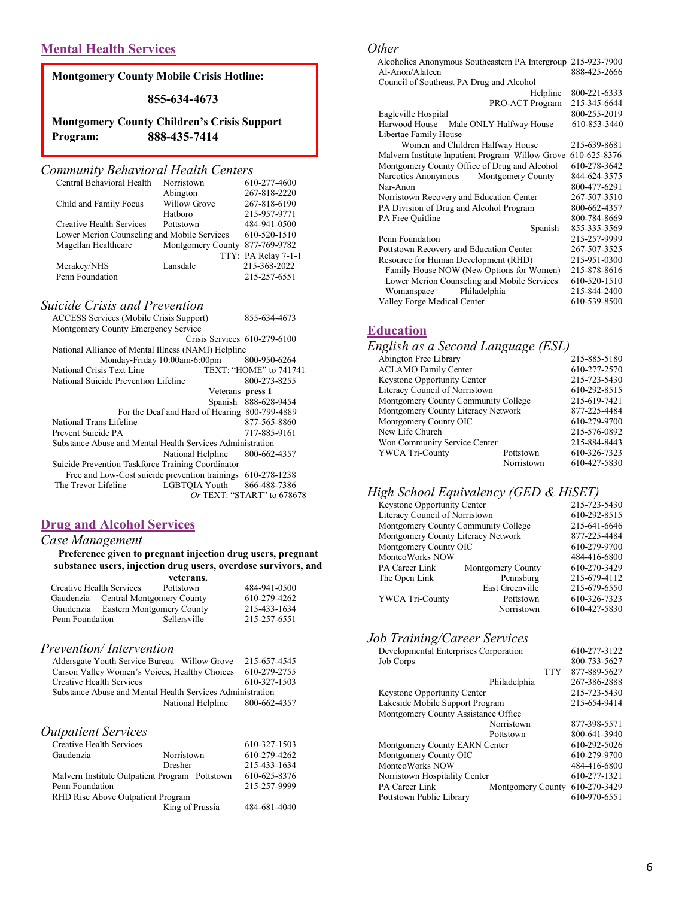## Mental Health Services

**Montgomery County Mobile Crisis Hotline: 855-634-4673**

**Montgomery County Children's Crisis Support Program: 888-435-7414**

### *Community Behavioral Health Centers*

| | | |
|---|---|---|
| Central Behavioral Health | Norristown | 610-277-4600 |
| | Abington | 267-818-2220 |
| Child and Family Focus | Willow Grove | 267-818-6190 |
| | Hatboro | 215-957-9771 |
| Creative Health Services | Pottstown | 484-941-0500 |
| Lower Merion Counseling and Mobile Services | | 610-520-1510 |
| Magellan Healthcare | Montgomery County | 877-769-9782 |
| | | TTY: PA Relay 7-1-1 |
| Merakey/NHS | Lansdale | 215-368-2022 |
| Penn Foundation | | 215-257-6551 |

### *Suicide Crisis and Prevention*

| | | |
|---|---|---|
| ACCESS Services (Mobile Crisis Support) | | 855-634-4673 |
| Montgomery County Emergency Service | Crisis Services | 610-279-6100 |
| National Alliance of Mental Illness (NAMI) Helpline | Monday-Friday 10:00am-6:00pm | 800-950-6264 |
| National Crisis Text Line | | TEXT: "HOME" to 741741 |
| National Suicide Prevention Lifeline | | 800-273-8255 |
| | Veterans | **press 1** |
| | Spanish | 888-628-9454 |
| | For the Deaf and Hard of Hearing | 800-799-4889 |
| National Trans Lifeline | | 877-565-8860 |
| Prevent Suicide PA | | 717-885-9161 |
| Substance Abuse and Mental Health Services Administration | National Helpline | 800-662-4357 |
| Suicide Prevention Taskforce Training Coordinator | Free and Low-Cost suicide prevention trainings | 610-278-1238 |
| The Trevor Lifeline | LGBTQIA Youth | 866-488-7386 |
| | | *Or* TEXT: "START" to 678678 |

## Drug and Alcohol Services

### *Case Management*

**Preference given to pregnant injection drug users, pregnant substance users, injection drug users, overdose survivors, and veterans.**

| | | |
|---|---|---|
| Creative Health Services | Pottstown | 484-941-0500 |
| Gaudenzia | Central Montgomery County | 610-279-4262 |
| Gaudenzia | Eastern Montgomery County | 215-433-1634 |
| Penn Foundation | Sellersville | 215-257-6551 |

### *Prevention/ Intervention*

| | | |
|---|---|---|
| Aldersgate Youth Service Bureau | Willow Grove | 215-657-4545 |
| Carson Valley Women's Voices, Healthy Choices | | 610-279-2755 |
| Creative Health Services | | 610-327-1503 |
| Substance Abuse and Mental Health Services Administration | National Helpline | 800-662-4357 |

### *Outpatient Services*

| | | |
|---|---|---|
| Creative Health Services | | 610-327-1503 |
| Gaudenzia | Norristown | 610-279-4262 |
| | Dresher | 215-433-1634 |
| Malvern Institute Outpatient Program | Pottstown | 610-625-8376 |
| Penn Foundation | | 215-257-9999 |
| RHD Rise Above Outpatient Program | King of Prussia | 484-681-4040 |

### *Other*

| | | |
|---|---|---|
| Alcoholics Anonymous Southeastern PA Intergroup | | 215-923-7900 |
| Al-Anon/Alateen | | 888-425-2666 |
| Council of Southeast PA Drug and Alcohol | Helpline | 800-221-6333 |
| | PRO-ACT Program | 215-345-6644 |
| Eagleville Hospital | | 800-255-2019 |
| Harwood House | Male ONLY Halfway House | 610-853-3440 |
| Libertae Family House | Women and Children Halfway House | 215-639-8681 |
| Malvern Institute Inpatient Program | Willow Grove | 610-625-8376 |
| Montgomery County Office of Drug and Alcohol | | 610-278-3642 |
| Narcotics Anonymous | Montgomery County | 844-624-3575 |
| Nar-Anon | | 800-477-6291 |
| Norristown Recovery and Education Center | | 267-507-3510 |
| PA Division of Drug and Alcohol Program | | 800-662-4357 |
| PA Free Quitline | | 800-784-8669 |
| | Spanish | 855-335-3569 |
| Penn Foundation | | 215-257-9999 |
| Pottstown Recovery and Education Center | | 267-507-3525 |
| Resource for Human Development (RHD) | | 215-951-0300 |
| Family House NOW (New Options for Women) | | 215-878-8616 |
| Lower Merion Counseling and Mobile Services | | 610-520-1510 |
| Womanspace | Philadelphia | 215-844-2400 |
| Valley Forge Medical Center | | 610-539-8500 |

## Education

### *English as a Second Language (ESL)*

| | | |
|---|---|---|
| Abington Free Library | | 215-885-5180 |
| ACLAMO Family Center | | 610-277-2570 |
| Keystone Opportunity Center | | 215-723-5430 |
| Literacy Council of Norristown | | 610-292-8515 |
| Montgomery County Community College | | 215-619-7421 |
| Montgomery County Literacy Network | | 877-225-4484 |
| Montgomery County OIC | | 610-279-9700 |
| New Life Church | | 215-576-0892 |
| Won Community Service Center | | 215-884-8443 |
| YWCA Tri-County | Pottstown | 610-326-7323 |
| | Norristown | 610-427-5830 |

### *High School Equivalency (GED & HiSET)*

| | | |
|---|---|---|
| Keystone Opportunity Center | | 215-723-5430 |
| Literacy Council of Norristown | | 610-292-8515 |
| Montgomery County Community College | | 215-641-6646 |
| Montgomery County Literacy Network | | 877-225-4484 |
| Montgomery County OIC | | 610-279-9700 |
| MontcoWorks NOW | | 484-416-6800 |
| PA Career Link | Montgomery County | 610-270-3429 |
| The Open Link | Pennsburg | 215-679-4112 |
| | East Greenville | 215-679-6550 |
| YWCA Tri-County | Pottstown | 610-326-7323 |
| | Norristown | 610-427-5830 |

### *Job Training/Career Services*

| | | |
|---|---|---|
| Developmental Enterprises Corporation | | 610-277-3122 |
| Job Corps | | 800-733-5627 |
| | TTY | 877-889-5627 |
| | Philadelphia | 267-386-2888 |
| Keystone Opportunity Center | | 215-723-5430 |
| Lakeside Mobile Support Program | | 215-654-9414 |
| Montgomery County Assistance Office | Norristown | 877-398-5571 |
| | Pottstown | 800-641-3940 |
| Montgomery County EARN Center | | 610-292-5026 |
| Montgomery County OIC | | 610-279-9700 |
| MontcoWorks NOW | | 484-416-6800 |
| Norristown Hospitality Center | | 610-277-1321 |
| PA Career Link | Montgomery County | 610-270-3429 |
| Pottstown Public Library | | 610-970-6551 |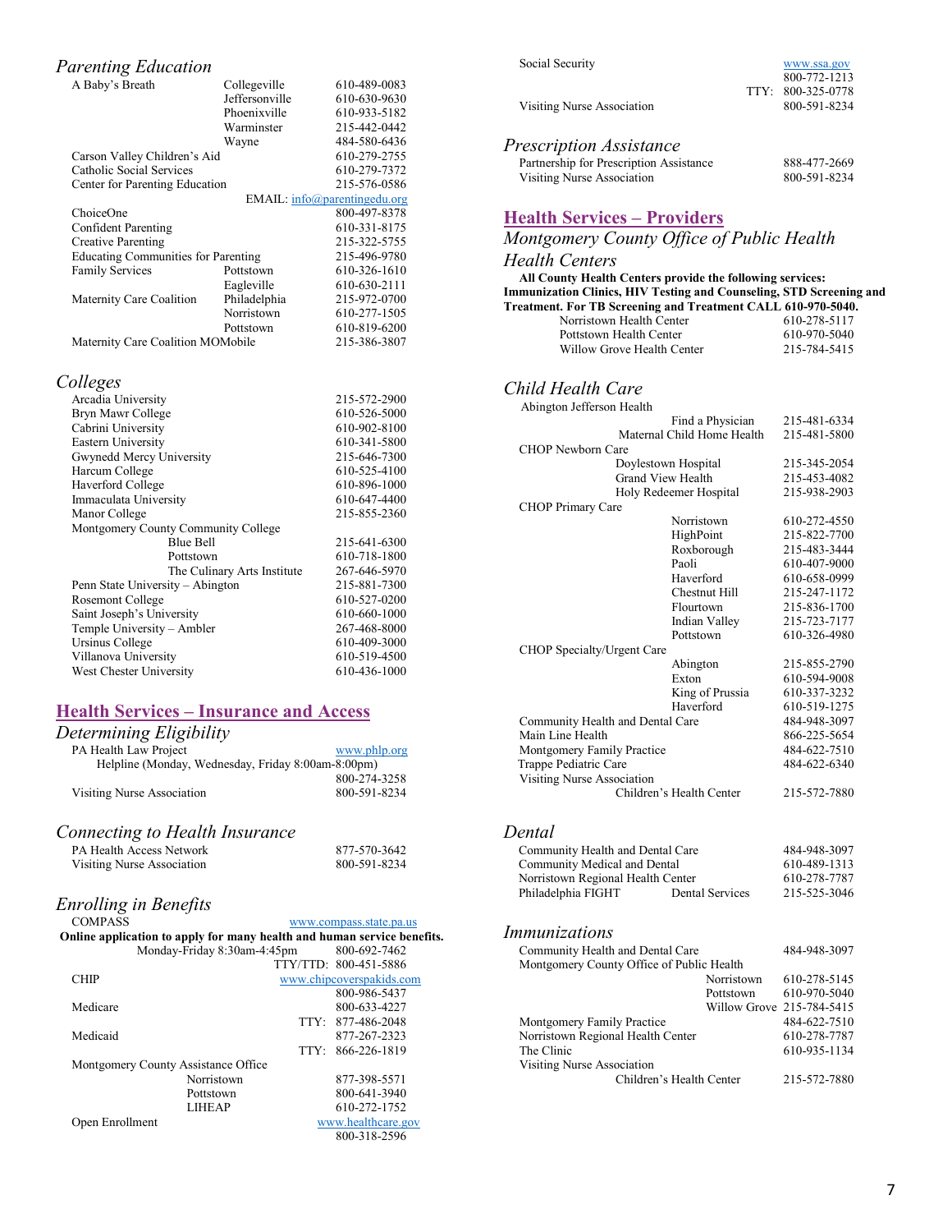### *Parenting Education*

| | | |
|---|---|---|
| A Baby's Breath | Collegeville | 610-489-0083 |
| | Jeffersonville | 610-630-9630 |
| | Phoenixville | 610-933-5182 |
| | Warminster | 215-442-0442 |
| | Wayne | 484-580-6436 |
| Carson Valley Children's Aid | | 610-279-2755 |
| Catholic Social Services | | 610-279-7372 |
| Center for Parenting Education | | 215-576-0586 |
| | EMAIL: info@parentingedu.org | |
| ChoiceOne | | 800-497-8378 |
| Confident Parenting | | 610-331-8175 |
| Creative Parenting | | 215-322-5755 |
| Educating Communities for Parenting | | 215-496-9780 |
| Family Services | Pottstown | 610-326-1610 |
| | Eagleville | 610-630-2111 |
| Maternity Care Coalition | Philadelphia | 215-972-0700 |
| | Norristown | 610-277-1505 |
| | Pottstown | 610-819-6200 |
| Maternity Care Coalition MOMobile | | 215-386-3807 |

### *Colleges*

| | |
|---|---|
| Arcadia University | 215-572-2900 |
| Bryn Mawr College | 610-526-5000 |
| Cabrini University | 610-902-8100 |
| Eastern University | 610-341-5800 |
| Gwynedd Mercy University | 215-646-7300 |
| Harcum College | 610-525-4100 |
| Haverford College | 610-896-1000 |
| Immaculata University | 610-647-4400 |
| Manor College | 215-855-2360 |
| Montgomery County Community College | |
| Blue Bell | 215-641-6300 |
| Pottstown | 610-718-1800 |
| The Culinary Arts Institute | 267-646-5970 |
| Penn State University – Abington | 215-881-7300 |
| Rosemont College | 610-527-0200 |
| Saint Joseph's University | 610-660-1000 |
| Temple University – Ambler | 267-468-8000 |
| Ursinus College | 610-409-3000 |
| Villanova University | 610-519-4500 |
| West Chester University | 610-436-1000 |

## Health Services – Insurance and Access

### *Determining Eligibility*

PA Health Law Project — www.phlp.org
Helpline (Monday, Wednesday, Friday 8:00am-8:00pm) — 800-274-3258

Visiting Nurse Association — 800-591-8234

### *Connecting to Health Insurance*

| | |
|---|---|
| PA Health Access Network | 877-570-3642 |
| Visiting Nurse Association | 800-591-8234 |

### *Enrolling in Benefits*

COMPASS — www.compass.state.pa.us

**Online application to apply for many health and human service benefits.**

Monday-Friday 8:30am-4:45pm — 800-692-7462
TTY/TDD: 800-451-5886

CHIP — www.chipcoverspakids.com
800-986-5437

Medicare — 800-633-4227
TTY: 877-486-2048

Medicaid — 877-267-2323
TTY: 866-226-1819

Montgomery County Assistance Office

| | |
|---|---|
| Norristown | 877-398-5571 |
| Pottstown | 800-641-3940 |
| LIHEAP | 610-272-1752 |

Open Enrollment — www.healthcare.gov
800-318-2596

Social Security — www.ssa.gov
800-772-1213
TTY: 800-325-0778

Visiting Nurse Association — 800-591-8234

### *Prescription Assistance*

| | |
|---|---|
| Partnership for Prescription Assistance | 888-477-2669 |
| Visiting Nurse Association | 800-591-8234 |

## Health Services – Providers

### *Montgomery County Office of Public Health Health Centers*

**All County Health Centers provide the following services: Immunization Clinics, HIV Testing and Counseling, STD Screening and Treatment. For TB Screening and Treatment CALL 610-970-5040.**

| | |
|---|---|
| Norristown Health Center | 610-278-5117 |
| Pottstown Health Center | 610-970-5040 |
| Willow Grove Health Center | 215-784-5415 |

### *Child Health Care*

| | |
|---|---|
| Abington Jefferson Health | |
| Find a Physician | 215-481-6334 |
| Maternal Child Home Health | 215-481-5800 |
| CHOP Newborn Care | |
| Doylestown Hospital | 215-345-2054 |
| Grand View Health | 215-453-4082 |
| Holy Redeemer Hospital | 215-938-2903 |
| CHOP Primary Care | |
| Norristown | 610-272-4550 |
| HighPoint | 215-822-7700 |
| Roxborough | 215-483-3444 |
| Paoli | 610-407-9000 |
| Haverford | 610-658-0999 |
| Chestnut Hill | 215-247-1172 |
| Flourtown | 215-836-1700 |
| Indian Valley | 215-723-7177 |
| Pottstown | 610-326-4980 |
| CHOP Specialty/Urgent Care | |
| Abington | 215-855-2790 |
| Exton | 610-594-9008 |
| King of Prussia | 610-337-3232 |
| Haverford | 610-519-1275 |
| Community Health and Dental Care | 484-948-3097 |
| Main Line Health | 866-225-5654 |
| Montgomery Family Practice | 484-622-7510 |
| Trappe Pediatric Care | 484-622-6340 |
| Visiting Nurse Association | |
| Children's Health Center | 215-572-7880 |

### *Dental*

| | | |
|---|---|---|
| Community Health and Dental Care | | 484-948-3097 |
| Community Medical and Dental | | 610-489-1313 |
| Norristown Regional Health Center | | 610-278-7787 |
| Philadelphia FIGHT | Dental Services | 215-525-3046 |

### *Immunizations*

| | |
|---|---|
| Community Health and Dental Care | 484-948-3097 |
| Montgomery County Office of Public Health | |
| Norristown | 610-278-5145 |
| Pottstown | 610-970-5040 |
| Willow Grove | 215-784-5415 |
| Montgomery Family Practice | 484-622-7510 |
| Norristown Regional Health Center | 610-278-7787 |
| The Clinic | 610-935-1134 |
| Visiting Nurse Association | |
| Children's Health Center | 215-572-7880 |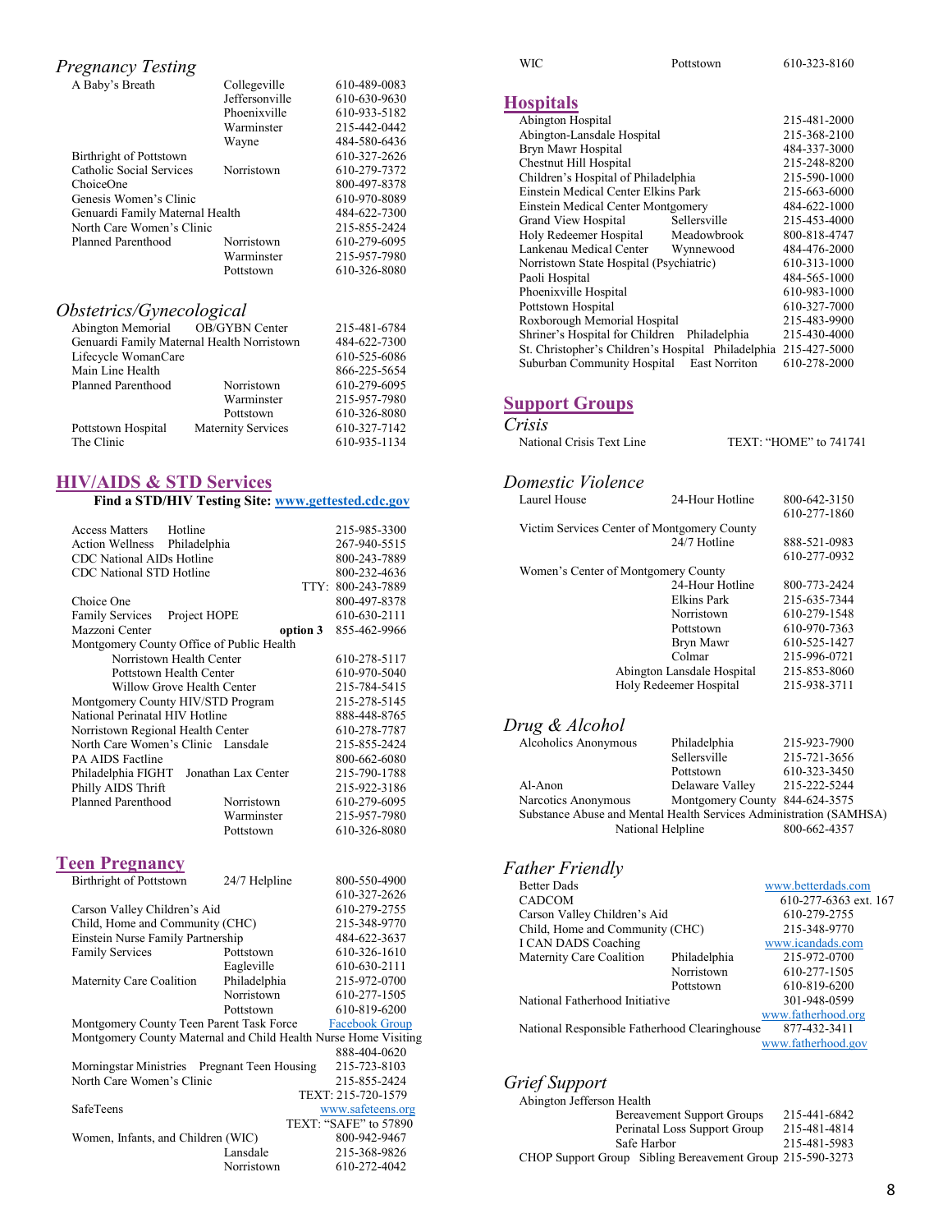### *Pregnancy Testing*

| | | |
|---|---|---|
| A Baby's Breath | Collegeville | 610-489-0083 |
| | Jeffersonville | 610-630-9630 |
| | Phoenixville | 610-933-5182 |
| | Warminster | 215-442-0442 |
| | Wayne | 484-580-6436 |
| Birthright of Pottstown | | 610-327-2626 |
| Catholic Social Services | Norristown | 610-279-7372 |
| ChoiceOne | | 800-497-8378 |
| Genesis Women's Clinic | | 610-970-8089 |
| Genuardi Family Maternal Health | | 484-622-7300 |
| North Care Women's Clinic | | 215-855-2424 |
| Planned Parenthood | Norristown | 610-279-6095 |
| | Warminster | 215-957-7980 |
| | Pottstown | 610-326-8080 |

### *Obstetrics/Gynecological*

| | | |
|---|---|---|
| Abington Memorial | OB/GYBN Center | 215-481-6784 |
| Genuardi Family Maternal Health Norristown | | 484-622-7300 |
| Lifecycle WomanCare | | 610-525-6086 |
| Main Line Health | | 866-225-5654 |
| Planned Parenthood | Norristown | 610-279-6095 |
| | Warminster | 215-957-7980 |
| | Pottstown | 610-326-8080 |
| Pottstown Hospital | Maternity Services | 610-327-7142 |
| The Clinic | | 610-935-1134 |

## HIV/AIDS & STD Services

**Find a STD/HIV Testing Site: www.gettested.cdc.gov**

| | | |
|---|---|---|
| Access Matters | Hotline | 215-985-3300 |
| Action Wellness | Philadelphia | 267-940-5515 |
| CDC National AIDs Hotline | | 800-243-7889 |
| CDC National STD Hotline | | 800-232-4636 |
| | TTY: | 800-243-7889 |
| Choice One | | 800-497-8378 |
| Family Services | Project HOPE | 610-630-2111 |
| Mazzoni Center | **option 3** | 855-462-9966 |
| Montgomery County Office of Public Health | | |
| Norristown Health Center | | 610-278-5117 |
| Pottstown Health Center | | 610-970-5040 |
| Willow Grove Health Center | | 215-784-5415 |
| Montgomery County HIV/STD Program | | 215-278-5145 |
| National Perinatal HIV Hotline | | 888-448-8765 |
| Norristown Regional Health Center | | 610-278-7787 |
| North Care Women's Clinic | Lansdale | 215-855-2424 |
| PA AIDS Factline | | 800-662-6080 |
| Philadelphia FIGHT | Jonathan Lax Center | 215-790-1788 |
| Philly AIDS Thrift | | 215-922-3186 |
| Planned Parenthood | Norristown | 610-279-6095 |
| | Warminster | 215-957-7980 |
| | Pottstown | 610-326-8080 |

## Teen Pregnancy

| | | |
|---|---|---|
| Birthright of Pottstown | 24/7 Helpline | 800-550-4900 |
| | | 610-327-2626 |
| Carson Valley Children's Aid | | 610-279-2755 |
| Child, Home and Community (CHC) | | 215-348-9770 |
| Einstein Nurse Family Partnership | | 484-622-3637 |
| Family Services | Pottstown | 610-326-1610 |
| | Eagleville | 610-630-2111 |
| Maternity Care Coalition | Philadelphia | 215-972-0700 |
| | Norristown | 610-277-1505 |
| | Pottstown | 610-819-6200 |
| Montgomery County Teen Parent Task Force | | Facebook Group |
| Montgomery County Maternal and Child Health Nurse Home Visiting | | 888-404-0620 |
| Morningstar Ministries | Pregnant Teen Housing | 215-723-8103 |
| North Care Women's Clinic | | 215-855-2424 |
| | | TEXT: 215-720-1579 |
| SafeTeens | | www.safeteens.org |
| | | TEXT: "SAFE" to 57890 |
| Women, Infants, and Children (WIC) | | 800-942-9467 |
| | Lansdale | 215-368-9826 |
| | Norristown | 610-272-4042 |
| WIC | Pottstown | 610-323-8160 |

## Hospitals

| | | |
|---|---|---|
| Abington Hospital | | 215-481-2000 |
| Abington-Lansdale Hospital | | 215-368-2100 |
| Bryn Mawr Hospital | | 484-337-3000 |
| Chestnut Hill Hospital | | 215-248-8200 |
| Children's Hospital of Philadelphia | | 215-590-1000 |
| Einstein Medical Center Elkins Park | | 215-663-6000 |
| Einstein Medical Center Montgomery | | 484-622-1000 |
| Grand View Hospital | Sellersville | 215-453-4000 |
| Holy Redeemer Hospital | Meadowbrook | 800-818-4747 |
| Lankenau Medical Center | Wynnewood | 484-476-2000 |
| Norristown State Hospital (Psychiatric) | | 610-313-1000 |
| Paoli Hospital | | 484-565-1000 |
| Phoenixville Hospital | | 610-983-1000 |
| Pottstown Hospital | | 610-327-7000 |
| Roxborough Memorial Hospital | | 215-483-9900 |
| Shriner's Hospital for Children | Philadelphia | 215-430-4000 |
| St. Christopher's Children's Hospital | Philadelphia | 215-427-5000 |
| Suburban Community Hospital | East Norriton | 610-278-2000 |

## Support Groups

### *Crisis*

| | |
|---|---|
| National Crisis Text Line | TEXT: "HOME" to 741741 |

### *Domestic Violence*

| | | |
|---|---|---|
| Laurel House | 24-Hour Hotline | 800-642-3150 |
| | | 610-277-1860 |
| Victim Services Center of Montgomery County | 24/7 Hotline | 888-521-0983 |
| | | 610-277-0932 |
| Women's Center of Montgomery County | 24-Hour Hotline | 800-773-2424 |
| | Elkins Park | 215-635-7344 |
| | Norristown | 610-279-1548 |
| | Pottstown | 610-970-7363 |
| | Bryn Mawr | 610-525-1427 |
| | Colmar | 215-996-0721 |
| | Abington Lansdale Hospital | 215-853-8060 |
| | Holy Redeemer Hospital | 215-938-3711 |

### *Drug & Alcohol*

| | | |
|---|---|---|
| Alcoholics Anonymous | Philadelphia | 215-923-7900 |
| | Sellersville | 215-721-3656 |
| | Pottstown | 610-323-3450 |
| Al-Anon | Delaware Valley | 215-222-5244 |
| Narcotics Anonymous | Montgomery County | 844-624-3575 |
| Substance Abuse and Mental Health Services Administration (SAMHSA) | National Helpline | 800-662-4357 |

### *Father Friendly*

| | | |
|---|---|---|
| Better Dads | | www.betterdads.com |
| CADCOM | | 610-277-6363 ext. 167 |
| Carson Valley Children's Aid | | 610-279-2755 |
| Child, Home and Community (CHC) | | 215-348-9770 |
| I CAN DADS Coaching | | www.icandads.com |
| Maternity Care Coalition | Philadelphia | 215-972-0700 |
| | Norristown | 610-277-1505 |
| | Pottstown | 610-819-6200 |
| National Fatherhood Initiative | | 301-948-0599 |
| | | www.fatherhood.org |
| National Responsible Fatherhood Clearinghouse | | 877-432-3411 |
| | | www.fatherhood.gov |

### *Grief Support*

| | | |
|---|---|---|
| Abington Jefferson Health | | |
| | Bereavement Support Groups | 215-441-6842 |
| | Perinatal Loss Support Group | 215-481-4814 |
| | Safe Harbor | 215-481-5983 |
| CHOP Support Group | Sibling Bereavement Group | 215-590-3273 |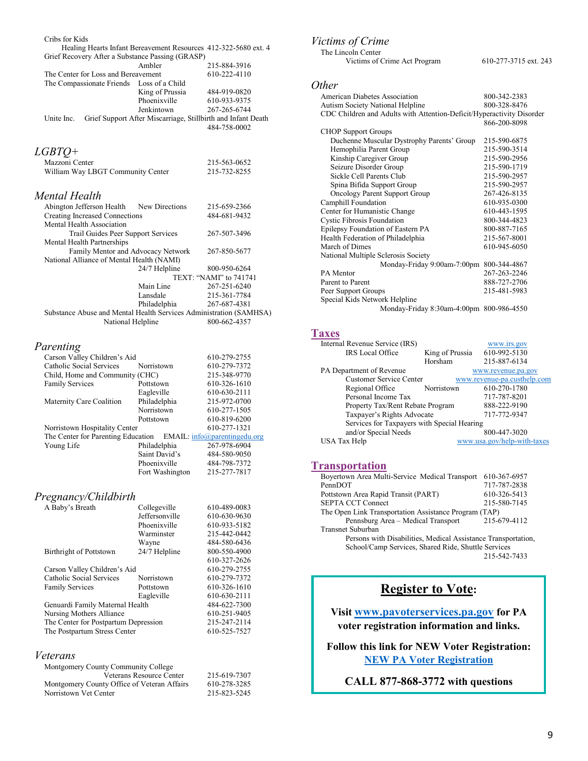Cribs for Kids
Healing Hearts Infant Bereavement Resources 412-322-5680 ext. 4
Grief Recovery After a Substance Passing (GRASP)
Ambler 215-884-3916
The Center for Loss and Bereavement 610-222-4110
The Compassionate Friends Loss of a Child
King of Prussia 484-919-0820
Phoenixville 610-933-9375
Jenkintown 267-265-6744
Unite Inc. Grief Support After Miscarriage, Stillbirth and Infant Death
484-758-0002

## *LGBTQ+*

Mazzoni Center 215-563-0652
William Way LBGT Community Center 215-732-8255

## *Mental Health*

Abington Jefferson Health New Directions 215-659-2366
Creating Increased Connections 484-681-9432
Mental Health Association
Trail Guides Peer Support Services 267-507-3496
Mental Health Partnerships
Family Mentor and Advocacy Network 267-850-5677
National Alliance of Mental Health (NAMI)
24/7 Helpline 800-950-6264
TEXT: "NAMI" to 741741
Main Line 267-251-6240
Lansdale 215-361-7784
Philadelphia 267-687-4381
Substance Abuse and Mental Health Services Administration (SAMHSA)
National Helpline 800-662-4357

## *Parenting*

Carson Valley Children's Aid 610-279-2755
Catholic Social Services Norristown 610-279-7372
Child, Home and Community (CHC) 215-348-9770
Family Services Pottstown 610-326-1610
Eagleville 610-630-2111
Maternity Care Coalition Philadelphia 215-972-0700
Norristown 610-277-1505
Pottstown 610-819-6200
Norristown Hospitality Center 610-277-1321
The Center for Parenting Education EMAIL: info@parentingedu.org
Young Life Philadelphia 267-978-6904
Saint David's 484-580-9050
Phoenixville 484-798-7372
Fort Washington 215-277-7817

## *Pregnancy/Childbirth*

A Baby's Breath Collegeville 610-489-0083
Jeffersonville 610-630-9630
Phoenixville 610-933-5182
Warminster 215-442-0442
Wayne 484-580-6436
Birthright of Pottstown 24/7 Helpline 800-550-4900
610-327-2626
Carson Valley Children's Aid 610-279-2755
Catholic Social Services Norristown 610-279-7372
Family Services Pottstown 610-326-1610
Eagleville 610-630-2111
Genuardi Family Maternal Health 484-622-7300
Nursing Mothers Alliance 610-251-9405
The Center for Postpartum Depression 215-247-2114
The Postpartum Stress Center 610-525-7527

## *Veterans*

Montgomery County Community College
Veterans Resource Center 215-619-7307
Montgomery County Office of Veteran Affairs 610-278-3285
Norristown Vet Center 215-823-5245

## *Victims of Crime*

The Lincoln Center
Victims of Crime Act Program 610-277-3715 ext. 243

## *Other*

American Diabetes Association 800-342-2383
Autism Society National Helpline 800-328-8476
CDC Children and Adults with Attention-Deficit/Hyperactivity Disorder
866-200-8098
CHOP Support Groups
Duchenne Muscular Dystrophy Parents' Group 215-590-6875
Hemophilia Parent Group 215-590-3514
Kinship Caregiver Group 215-590-2956
Seizure Disorder Group 215-590-1719
Sickle Cell Parents Club 215-590-2957
Spina Bifida Support Group 215-590-2957
Oncology Parent Support Group 267-426-8135
Camphill Foundation 610-935-0300
Center for Humanistic Change 610-443-1595
Cystic Fibrosis Foundation 800-344-4823
Epilepsy Foundation of Eastern PA 800-887-7165
Health Federation of Philadelphia 215-567-8001
March of Dimes 610-945-6050
National Multiple Sclerosis Society
Monday-Friday 9:00am-7:00pm 800-344-4867
PA Mentor 267-263-2246
Parent to Parent 888-727-2706
Peer Support Groups 215-481-5983
Special Kids Network Helpline
Monday-Friday 8:30am-4:00pm 800-986-4550

## Taxes

Internal Revenue Service (IRS) www.irs.gov
IRS Local Office King of Prussia 610-992-5130
Horsham 215-887-6134
PA Department of Revenue www.revenue.pa.gov
Customer Service Center www.revenue-pa.custhelp.com
Regional Office Norristown 610-270-1780
Personal Income Tax 717-787-8201
Property Tax/Rent Rebate Program 888-222-9190
Taxpayer's Rights Advocate 717-772-9347
Services for Taxpayers with Special Hearing
and/or Special Needs 800-447-3020
USA Tax Help www.usa.gov/help-with-taxes

## Transportation

Boyertown Area Multi-Service Medical Transport 610-367-6957
PennDOT 717-787-2838
Pottstown Area Rapid Transit (PART) 610-326-5413
SEPTA CCT Connect 215-580-7145
The Open Link Transportation Assistance Program (TAP)
Pennsburg Area – Medical Transport 215-679-4112
Transnet Suburban
Persons with Disabilities, Medical Assistance Transportation,
School/Camp Services, Shared Ride, Shuttle Services
215-542-7433

## Register to Vote:

**Visit www.pavoterservices.pa.gov for PA voter registration information and links.**

**Follow this link for NEW Voter Registration:**
**NEW PA Voter Registration**

**CALL 877-868-3772 with questions**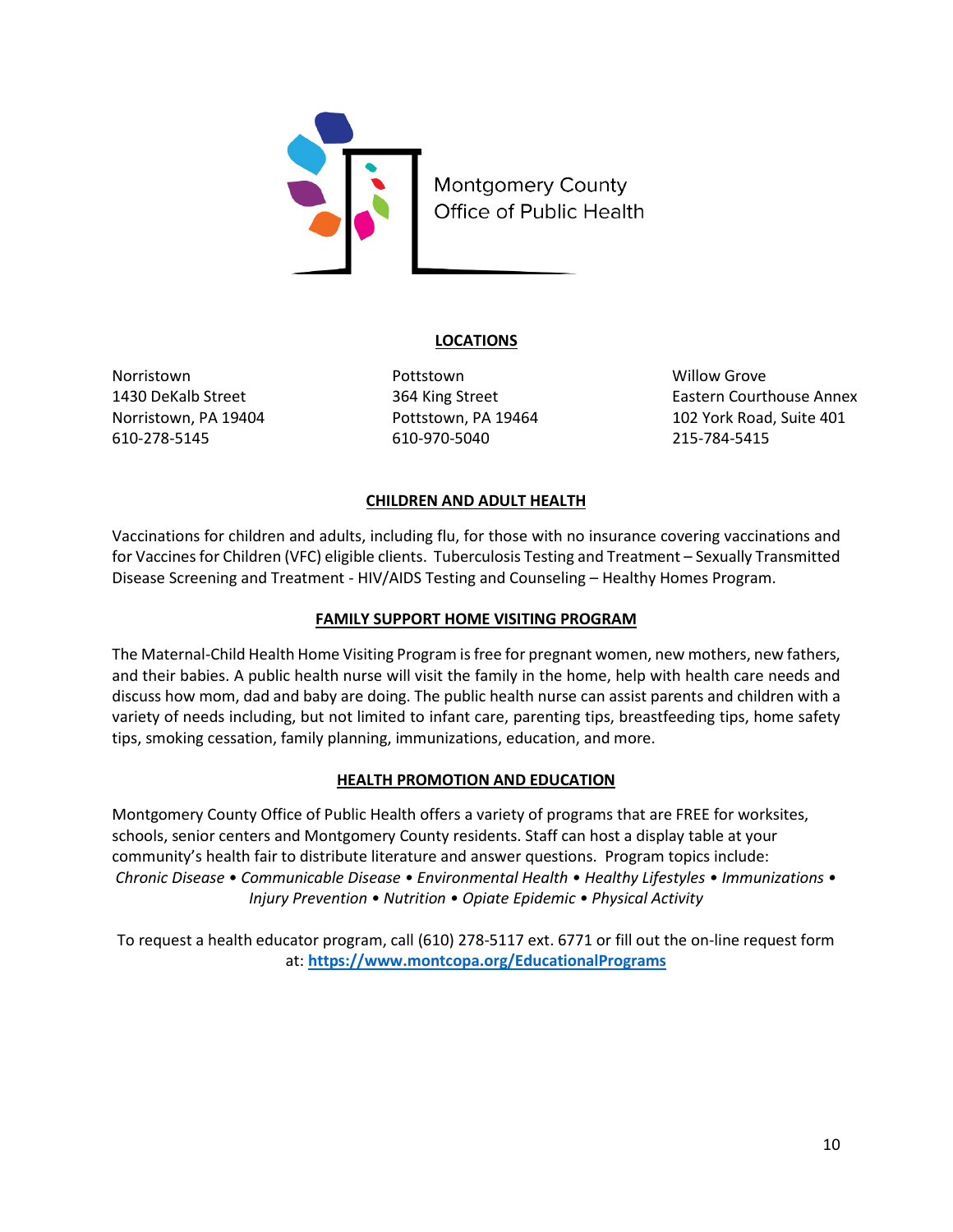Montgomery County
Office of Public Health

## LOCATIONS

Norristown
1430 DeKalb Street
Norristown, PA 19404
610-278-5145

Pottstown
364 King Street
Pottstown, PA 19464
610-970-5040

Willow Grove
Eastern Courthouse Annex
102 York Road, Suite 401
215-784-5415

## CHILDREN AND ADULT HEALTH

Vaccinations for children and adults, including flu, for those with no insurance covering vaccinations and for Vaccines for Children (VFC) eligible clients. Tuberculosis Testing and Treatment – Sexually Transmitted Disease Screening and Treatment - HIV/AIDS Testing and Counseling – Healthy Homes Program.

## FAMILY SUPPORT HOME VISITING PROGRAM

The Maternal-Child Health Home Visiting Program is free for pregnant women, new mothers, new fathers, and their babies. A public health nurse will visit the family in the home, help with health care needs and discuss how mom, dad and baby are doing. The public health nurse can assist parents and children with a variety of needs including, but not limited to infant care, parenting tips, breastfeeding tips, home safety tips, smoking cessation, family planning, immunizations, education, and more.

## HEALTH PROMOTION AND EDUCATION

Montgomery County Office of Public Health offers a variety of programs that are FREE for worksites, schools, senior centers and Montgomery County residents. Staff can host a display table at your community's health fair to distribute literature and answer questions. Program topics include:
*Chronic Disease • Communicable Disease • Environmental Health • Healthy Lifestyles • Immunizations • Injury Prevention • Nutrition • Opiate Epidemic • Physical Activity*

To request a health educator program, call (610) 278-5117 ext. 6771 or fill out the on-line request form at: **https://www.montcopa.org/EducationalPrograms**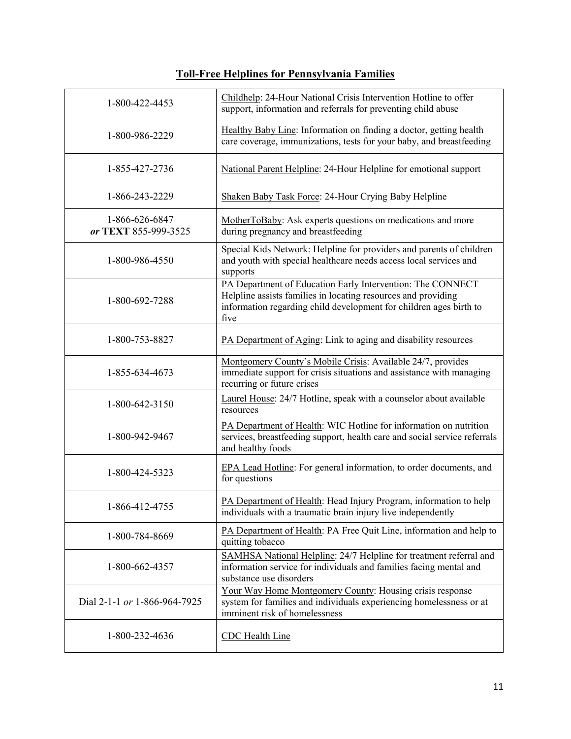## Toll-Free Helplines for Pennsylvania Families

| | |
|---|---|
| 1-800-422-4453 | Childhelp: 24-Hour National Crisis Intervention Hotline to offer support, information and referrals for preventing child abuse |
| 1-800-986-2229 | Healthy Baby Line: Information on finding a doctor, getting health care coverage, immunizations, tests for your baby, and breastfeeding |
| 1-855-427-2736 | National Parent Helpline: 24-Hour Helpline for emotional support |
| 1-866-243-2229 | Shaken Baby Task Force: 24-Hour Crying Baby Helpline |
| 1-866-626-6847 *or* **TEXT** 855-999-3525 | MotherToBaby: Ask experts questions on medications and more during pregnancy and breastfeeding |
| 1-800-986-4550 | Special Kids Network: Helpline for providers and parents of children and youth with special healthcare needs access local services and supports |
| 1-800-692-7288 | PA Department of Education Early Intervention: The CONNECT Helpline assists families in locating resources and providing information regarding child development for children ages birth to five |
| 1-800-753-8827 | PA Department of Aging: Link to aging and disability resources |
| 1-855-634-4673 | Montgomery County's Mobile Crisis: Available 24/7, provides immediate support for crisis situations and assistance with managing recurring or future crises |
| 1-800-642-3150 | Laurel House: 24/7 Hotline, speak with a counselor about available resources |
| 1-800-942-9467 | PA Department of Health: WIC Hotline for information on nutrition services, breastfeeding support, health care and social service referrals and healthy foods |
| 1-800-424-5323 | EPA Lead Hotline: For general information, to order documents, and for questions |
| 1-866-412-4755 | PA Department of Health: Head Injury Program, information to help individuals with a traumatic brain injury live independently |
| 1-800-784-8669 | PA Department of Health: PA Free Quit Line, information and help to quitting tobacco |
| 1-800-662-4357 | SAMHSA National Helpline: 24/7 Helpline for treatment referral and information service for individuals and families facing mental and substance use disorders |
| Dial 2-1-1 *or* 1-866-964-7925 | Your Way Home Montgomery County: Housing crisis response system for families and individuals experiencing homelessness or at imminent risk of homelessness |
| 1-800-232-4636 | CDC Health Line |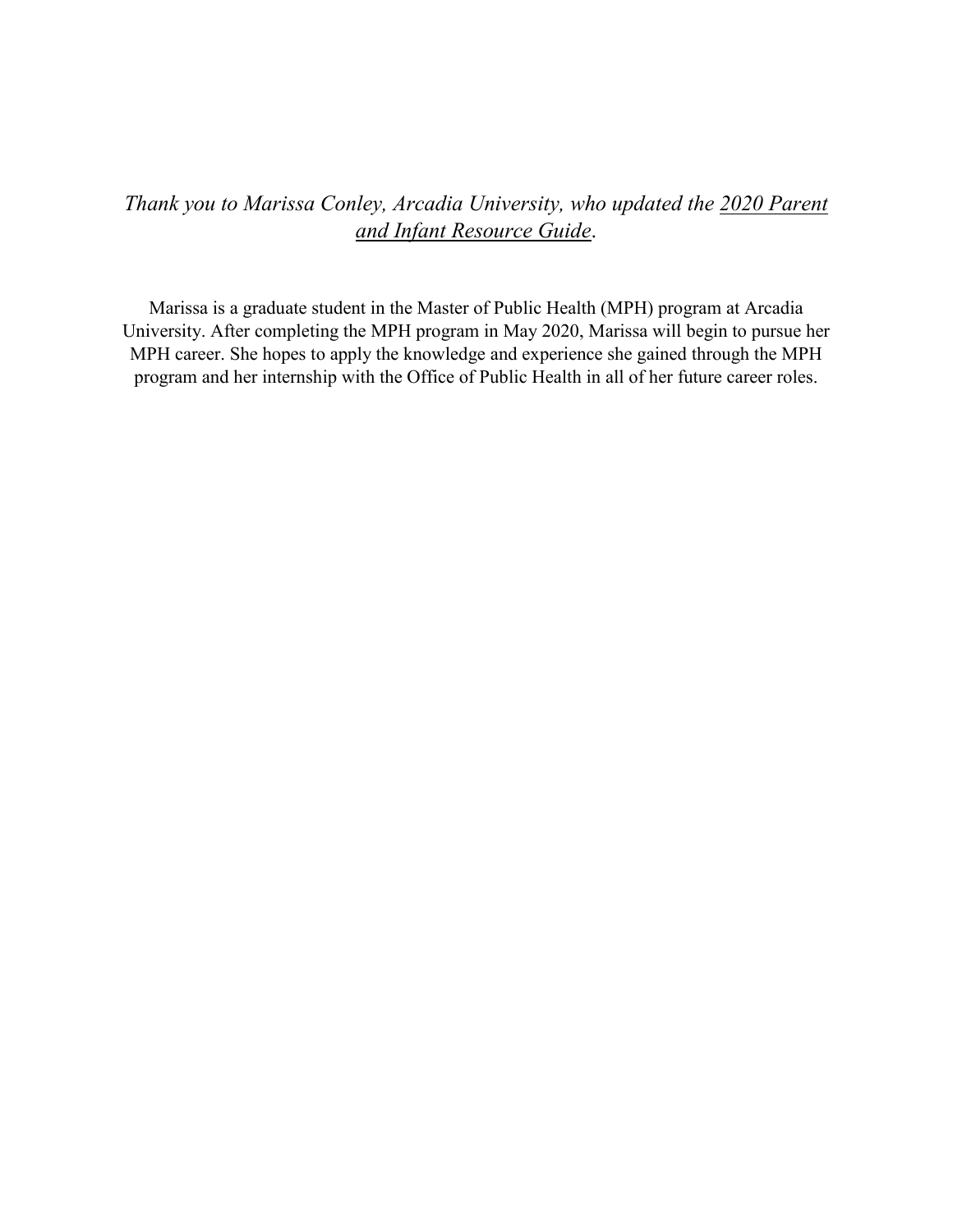*Thank you to Marissa Conley, Arcadia University, who updated the <u>2020 Parent and Infant Resource Guide</u>.*

Marissa is a graduate student in the Master of Public Health (MPH) program at Arcadia University. After completing the MPH program in May 2020, Marissa will begin to pursue her MPH career. She hopes to apply the knowledge and experience she gained through the MPH program and her internship with the Office of Public Health in all of her future career roles.